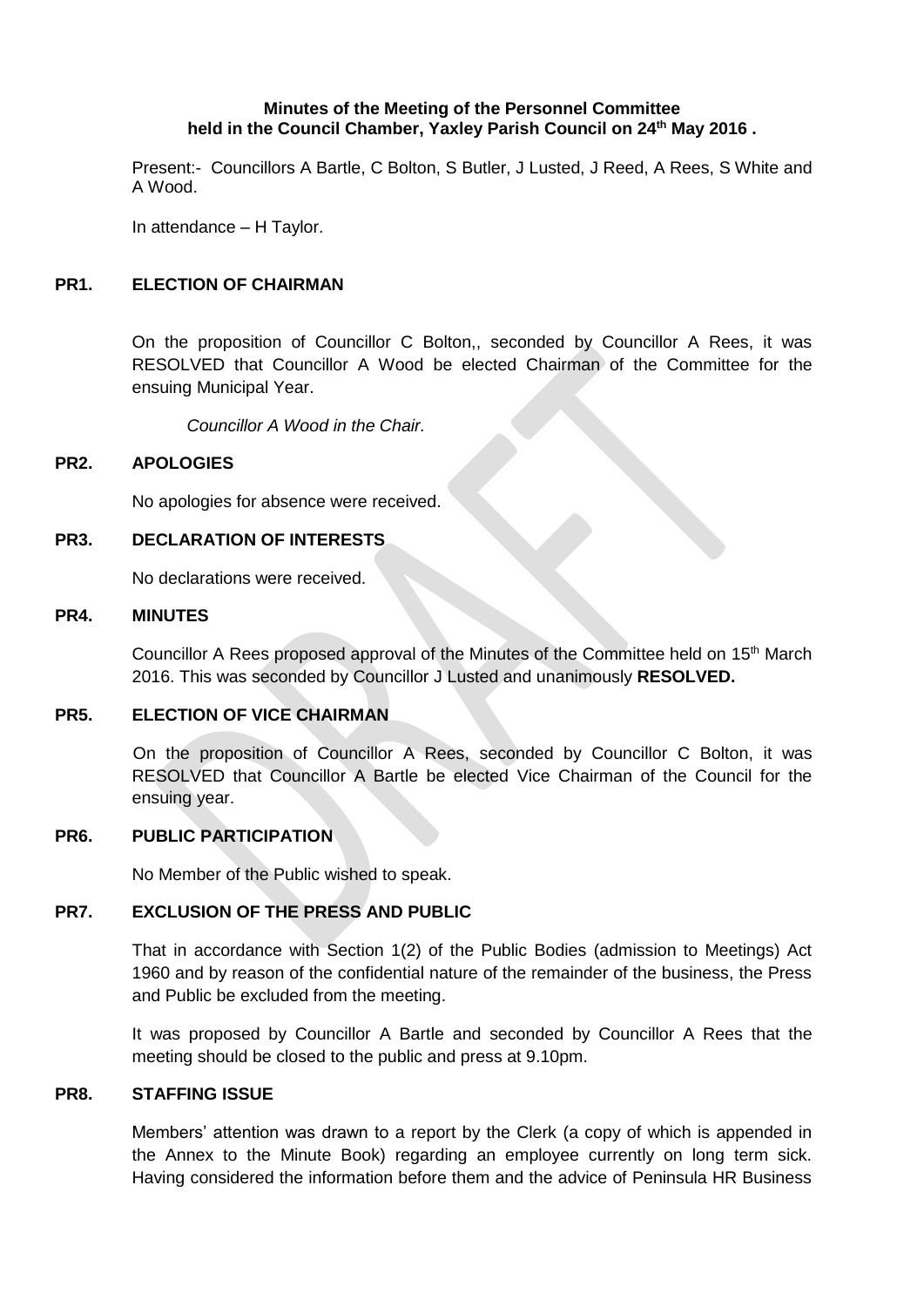**Minutes of the Meeting of the Personnel Committee held in the Council Chamber, Yaxley Parish Council on 24th May 2016 .**

Present:- Councillors A Bartle, C Bolton, S Butler, J Lusted, J Reed, A Rees, S White and A Wood.

In attendance – H Taylor.

**PR1. ELECTION OF CHAIRMAN**

On the proposition of Councillor C Bolton,, seconded by Councillor A Rees, it was RESOLVED that Councillor A Wood be elected Chairman of the Committee for the ensuing Municipal Year.

*Councillor A Wood in the Chair.*

**PR2. APOLOGIES**

No apologies for absence were received.

**PR3. DECLARATION OF INTERESTS**

No declarations were received.

**PR4. MINUTES**

Councillor A Rees proposed approval of the Minutes of the Committee held on 15th March 2016. This was seconded by Councillor J Lusted and unanimously **RESOLVED.**

**PR5. ELECTION OF VICE CHAIRMAN**

On the proposition of Councillor A Rees, seconded by Councillor C Bolton, it was RESOLVED that Councillor A Bartle be elected Vice Chairman of the Council for the ensuing year.

**PR6. PUBLIC PARTICIPATION**

No Member of the Public wished to speak.

**PR7. EXCLUSION OF THE PRESS AND PUBLIC**

That in accordance with Section 1(2) of the Public Bodies (admission to Meetings) Act 1960 and by reason of the confidential nature of the remainder of the business, the Press and Public be excluded from the meeting.

It was proposed by Councillor A Bartle and seconded by Councillor A Rees that the meeting should be closed to the public and press at 9.10pm.

**PR8. STAFFING ISSUE**

Members' attention was drawn to a report by the Clerk (a copy of which is appended in the Annex to the Minute Book) regarding an employee currently on long term sick. Having considered the information before them and the advice of Peninsula HR Business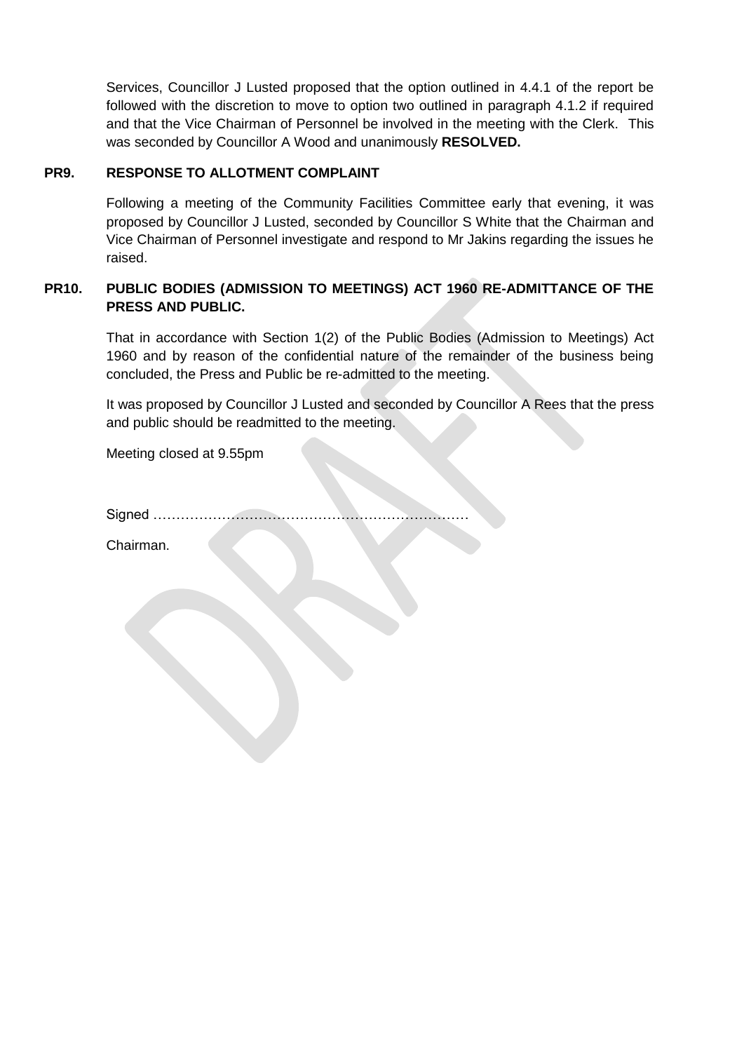Services, Councillor J Lusted proposed that the option outlined in 4.4.1 of the report be followed with the discretion to move to option two outlined in paragraph 4.1.2 if required and that the Vice Chairman of Personnel be involved in the meeting with the Clerk. This was seconded by Councillor A Wood and unanimously **RESOLVED.**

**PR9. RESPONSE TO ALLOTMENT COMPLAINT**

Following a meeting of the Community Facilities Committee early that evening, it was proposed by Councillor J Lusted, seconded by Councillor S White that the Chairman and Vice Chairman of Personnel investigate and respond to Mr Jakins regarding the issues he raised.

**PR10. PUBLIC BODIES (ADMISSION TO MEETINGS) ACT 1960 RE-ADMITTANCE OF THE PRESS AND PUBLIC.**

That in accordance with Section 1(2) of the Public Bodies (Admission to Meetings) Act 1960 and by reason of the confidential nature of the remainder of the business being concluded, the Press and Public be re-admitted to the meeting.

It was proposed by Councillor J Lusted and seconded by Councillor A Rees that the press and public should be readmitted to the meeting.

Meeting closed at 9.55pm

Signed ……………………………………………………………

Chairman.